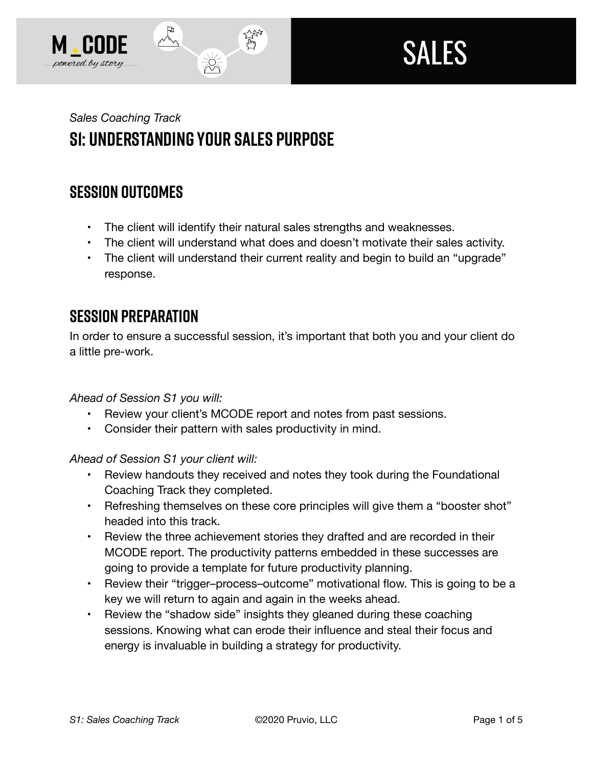*Sales Coaching Track*

# S1: Understanding Your Sales Purpose

## Session Outcomes

- The client will identify their natural sales strengths and weaknesses.
- The client will understand what does and doesn't motivate their sales activity.
- The client will understand their current reality and begin to build an "upgrade" response.

## Session Preparation

In order to ensure a successful session, it's important that both you and your client do a little pre-work.

*Ahead of Session S1 you will:*

- Review your client's MCODE report and notes from past sessions.
- Consider their pattern with sales productivity in mind.

*Ahead of Session S1 your client will:*

- Review handouts they received and notes they took during the Foundational Coaching Track they completed.
- Refreshing themselves on these core principles will give them a "booster shot" headed into this track.
- Review the three achievement stories they drafted and are recorded in their MCODE report. The productivity patterns embedded in these successes are going to provide a template for future productivity planning.
- Review their "trigger–process–outcome" motivational flow. This is going to be a key we will return to again and again in the weeks ahead.
- Review the "shadow side" insights they gleaned during these coaching sessions. Knowing what can erode their influence and steal their focus and energy is invaluable in building a strategy for productivity.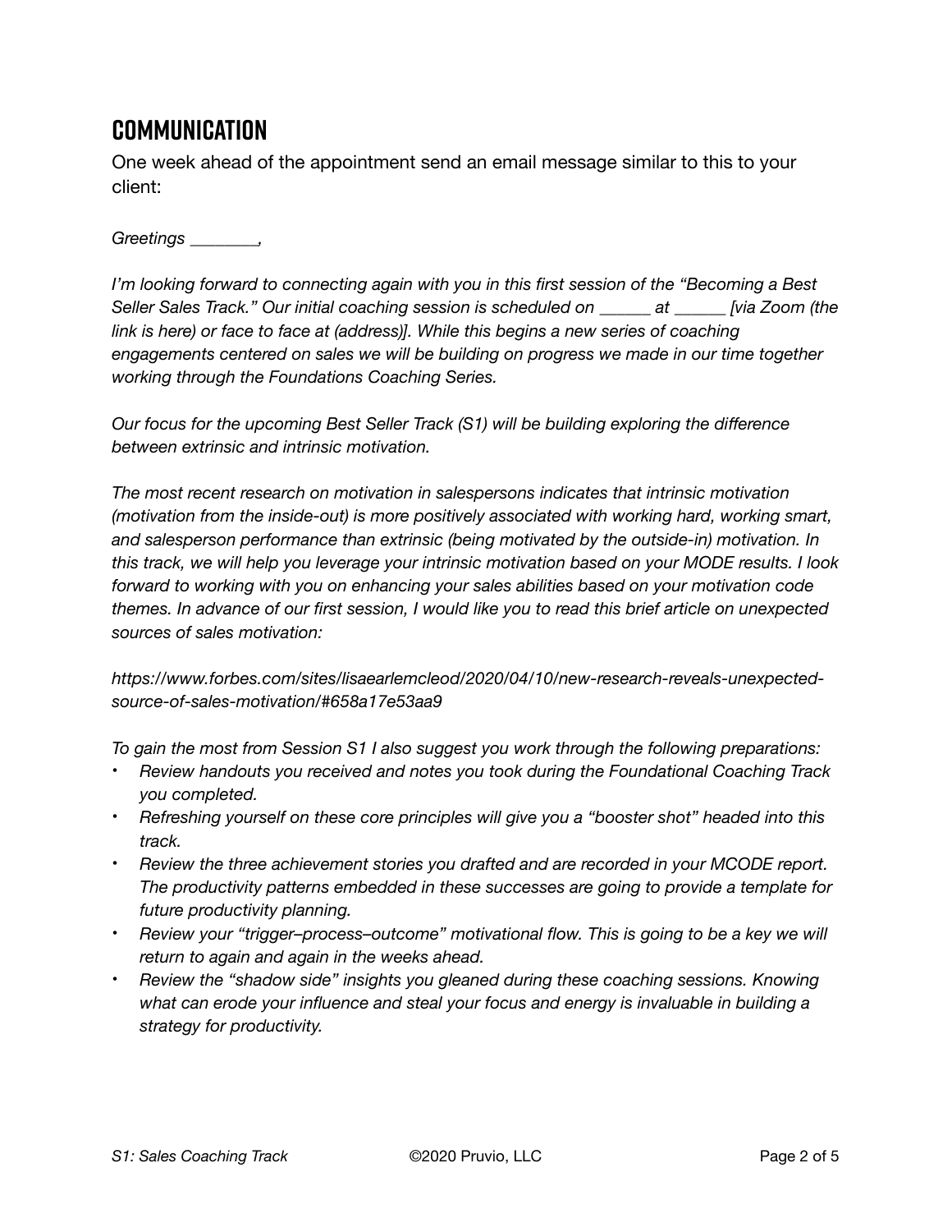## COMMUNICATION

One week ahead of the appointment send an email message similar to this to your client:

*Greetings ________,*

*I'm looking forward to connecting again with you in this first session of the "Becoming a Best Seller Sales Track." Our initial coaching session is scheduled on ______ at ______ [via Zoom (the link is here) or face to face at (address)]. While this begins a new series of coaching engagements centered on sales we will be building on progress we made in our time together working through the Foundations Coaching Series.*

*Our focus for the upcoming Best Seller Track (S1) will be building exploring the difference between extrinsic and intrinsic motivation.*

*The most recent research on motivation in salespersons indicates that intrinsic motivation (motivation from the inside-out) is more positively associated with working hard, working smart, and salesperson performance than extrinsic (being motivated by the outside-in) motivation. In this track, we will help you leverage your intrinsic motivation based on your MODE results. I look forward to working with you on enhancing your sales abilities based on your motivation code themes. In advance of our first session, I would like you to read this brief article on unexpected sources of sales motivation:*

*https://www.forbes.com/sites/lisaearlemcleod/2020/04/10/new-research-reveals-unexpected-source-of-sales-motivation/#658a17e53aa9*

*To gain the most from Session S1 I also suggest you work through the following preparations:*

- *Review handouts you received and notes you took during the Foundational Coaching Track you completed.*
- *Refreshing yourself on these core principles will give you a "booster shot" headed into this track.*
- *Review the three achievement stories you drafted and are recorded in your MCODE report. The productivity patterns embedded in these successes are going to provide a template for future productivity planning.*
- *Review your "trigger–process–outcome" motivational flow. This is going to be a key we will return to again and again in the weeks ahead.*
- *Review the "shadow side" insights you gleaned during these coaching sessions. Knowing what can erode your influence and steal your focus and energy is invaluable in building a strategy for productivity.*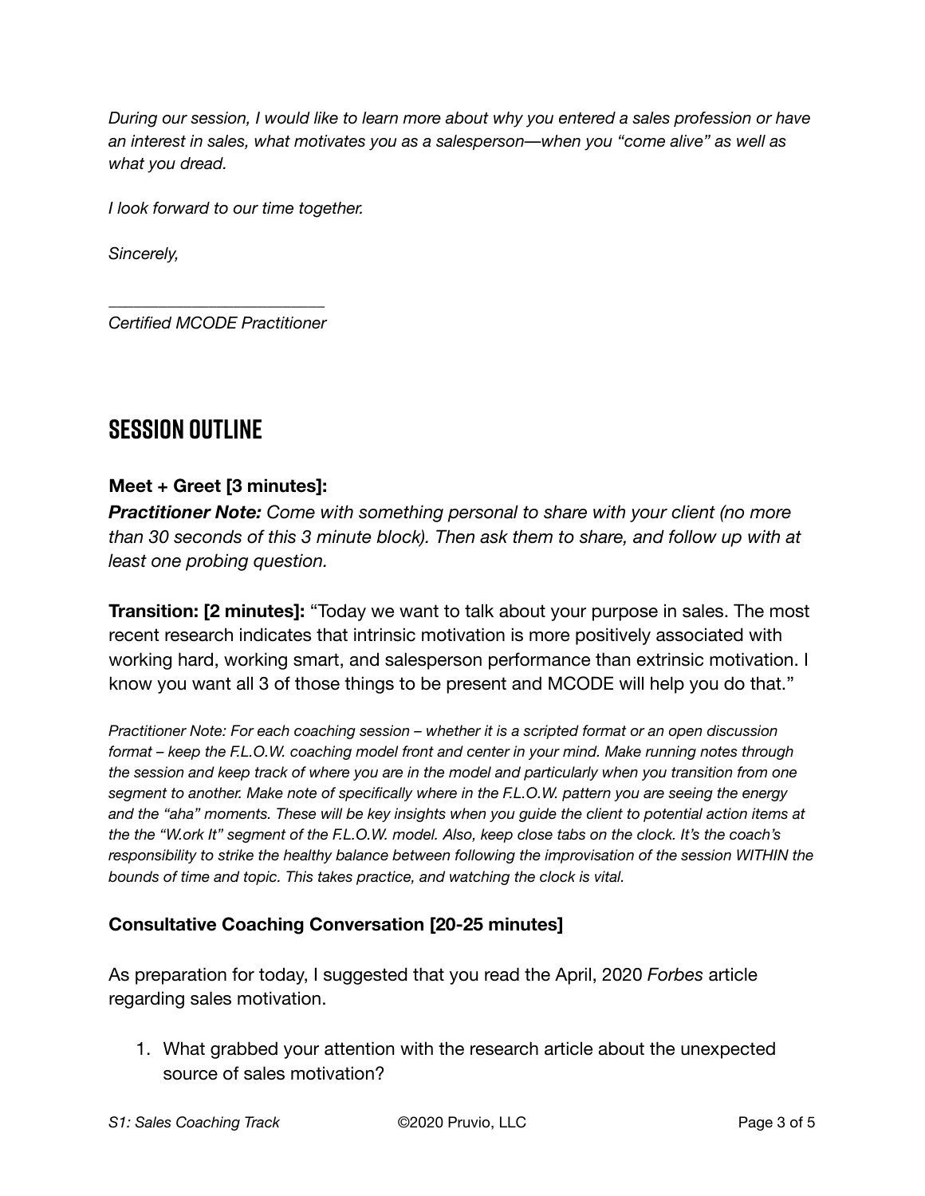*During our session, I would like to learn more about why you entered a sales profession or have an interest in sales, what motivates you as a salesperson—when you "come alive" as well as what you dread.*

*I look forward to our time together.*

*Sincerely,*

_________________________

*Certified MCODE Practitioner*

## SESSION OUTLINE

**Meet + Greet [3 minutes]:**

***Practitioner Note:*** *Come with something personal to share with your client (no more than 30 seconds of this 3 minute block). Then ask them to share, and follow up with at least one probing question.*

**Transition: [2 minutes]:** "Today we want to talk about your purpose in sales. The most recent research indicates that intrinsic motivation is more positively associated with working hard, working smart, and salesperson performance than extrinsic motivation. I know you want all 3 of those things to be present and MCODE will help you do that."

*Practitioner Note: For each coaching session – whether it is a scripted format or an open discussion format – keep the F.L.O.W. coaching model front and center in your mind. Make running notes through the session and keep track of where you are in the model and particularly when you transition from one segment to another. Make note of specifically where in the F.L.O.W. pattern you are seeing the energy and the "aha" moments. These will be key insights when you guide the client to potential action items at the the "W.ork It" segment of the F.L.O.W. model. Also, keep close tabs on the clock. It's the coach's responsibility to strike the healthy balance between following the improvisation of the session WITHIN the bounds of time and topic. This takes practice, and watching the clock is vital.*

**Consultative Coaching Conversation [20-25 minutes]**

As preparation for today, I suggested that you read the April, 2020 *Forbes* article regarding sales motivation.

1. What grabbed your attention with the research article about the unexpected source of sales motivation?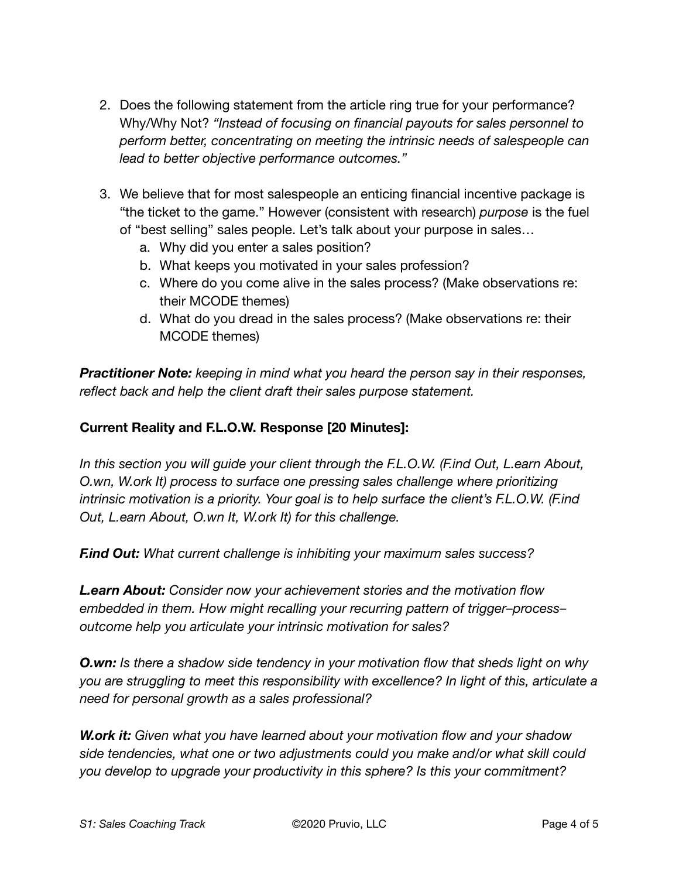2. Does the following statement from the article ring true for your performance? Why/Why Not? *"Instead of focusing on financial payouts for sales personnel to perform better, concentrating on meeting the intrinsic needs of salespeople can lead to better objective performance outcomes."*

3. We believe that for most salespeople an enticing financial incentive package is "the ticket to the game." However (consistent with research) *purpose* is the fuel of "best selling" sales people. Let's talk about your purpose in sales…
   a. Why did you enter a sales position?
   b. What keeps you motivated in your sales profession?
   c. Where do you come alive in the sales process? (Make observations re: their MCODE themes)
   d. What do you dread in the sales process? (Make observations re: their MCODE themes)

***Practitioner Note:*** *keeping in mind what you heard the person say in their responses, reflect back and help the client draft their sales purpose statement.*

**Current Reality and F.L.O.W. Response [20 Minutes]:**

*In this section you will guide your client through the F.L.O.W. (F.ind Out, L.earn About, O.wn, W.ork It) process to surface one pressing sales challenge where prioritizing intrinsic motivation is a priority. Your goal is to help surface the client's F.L.O.W. (F.ind Out, L.earn About, O.wn It, W.ork It) for this challenge.*

***F.ind Out:*** *What current challenge is inhibiting your maximum sales success?*

***L.earn About:*** *Consider now your achievement stories and the motivation flow embedded in them. How might recalling your recurring pattern of trigger–process–outcome help you articulate your intrinsic motivation for sales?*

***O.wn:*** *Is there a shadow side tendency in your motivation flow that sheds light on why you are struggling to meet this responsibility with excellence? In light of this, articulate a need for personal growth as a sales professional?*

***W.ork it:*** *Given what you have learned about your motivation flow and your shadow side tendencies, what one or two adjustments could you make and/or what skill could you develop to upgrade your productivity in this sphere? Is this your commitment?*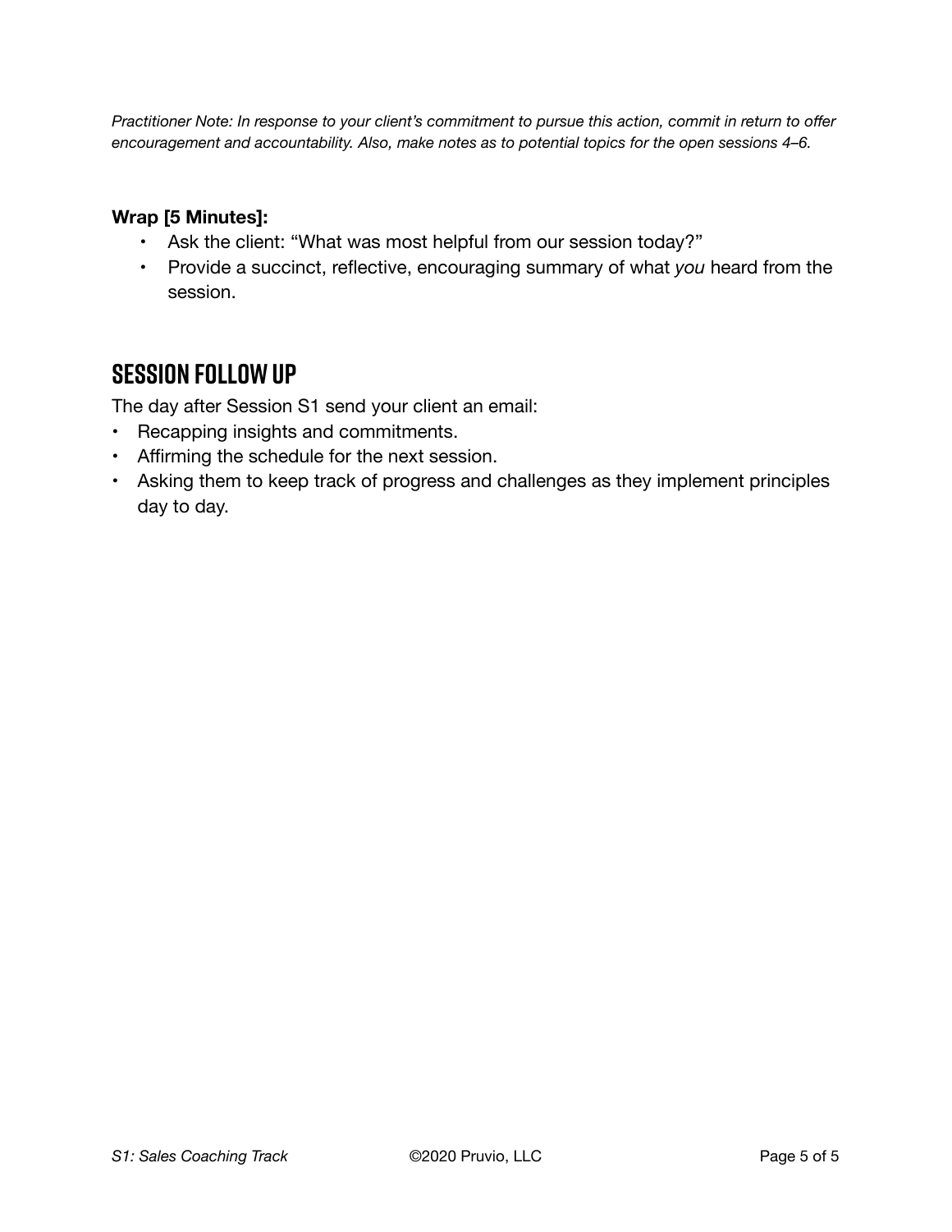*Practitioner Note: In response to your client's commitment to pursue this action, commit in return to offer encouragement and accountability. Also, make notes as to potential topics for the open sessions 4–6.*

**Wrap [5 Minutes]:**

- Ask the client: "What was most helpful from our session today?"
- Provide a succinct, reflective, encouraging summary of what *you* heard from the session.

## SESSION FOLLOW UP

The day after Session S1 send your client an email:

- Recapping insights and commitments.
- Affirming the schedule for the next session.
- Asking them to keep track of progress and challenges as they implement principles day to day.